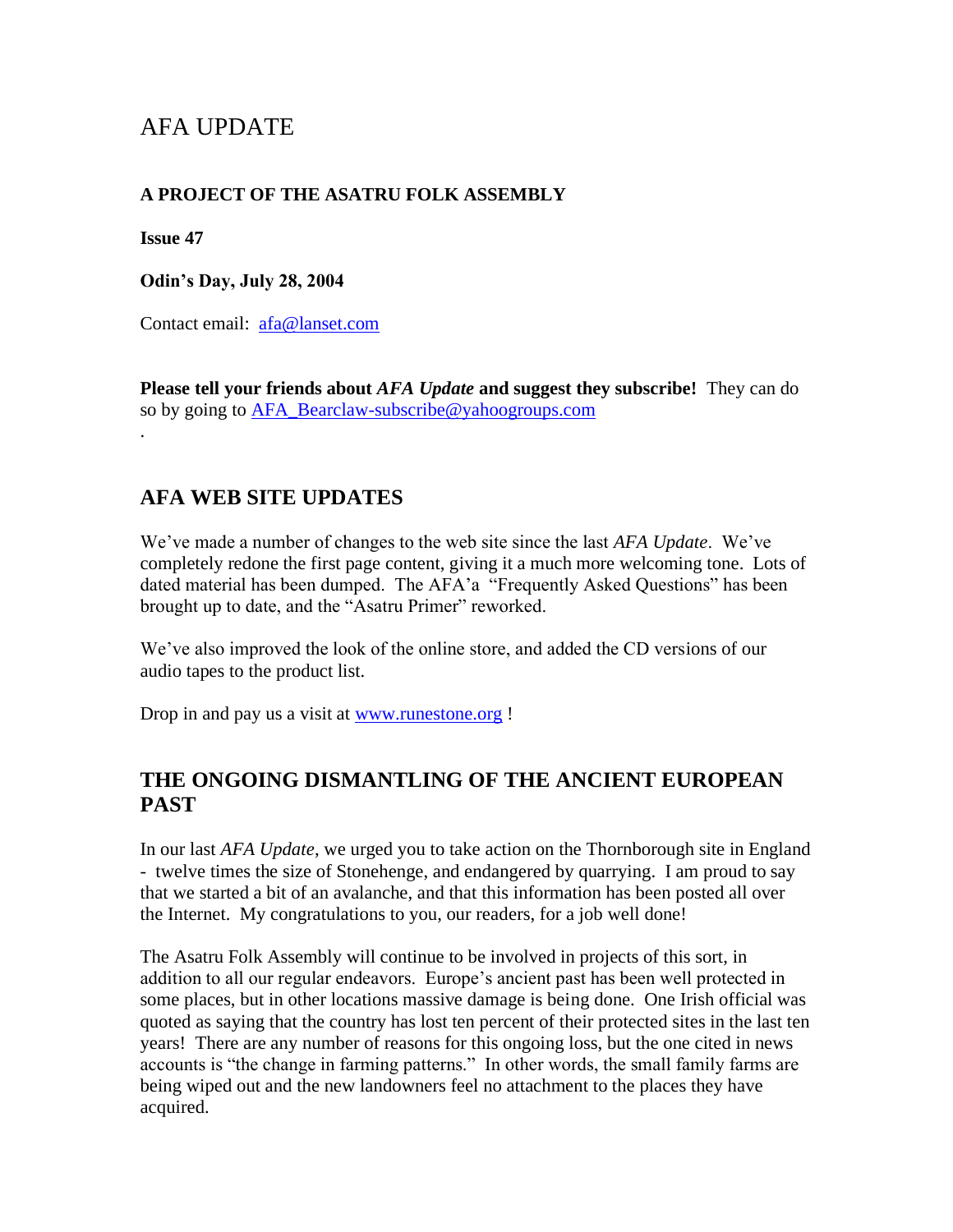# AFA UPDATE

**A PROJECT OF THE ASATRU FOLK ASSEMBLY**

**Issue 47**

**Odin's Day, July 28, 2004**

Contact email: afa@lanset.com

**Please tell your friends about *AFA Update* and suggest they subscribe!** They can do so by going to AFA_Bearclaw-subscribe@yahoogroups.com

.

## AFA WEB SITE UPDATES

We've made a number of changes to the web site since the last *AFA Update*. We've completely redone the first page content, giving it a much more welcoming tone. Lots of dated material has been dumped. The AFA'a "Frequently Asked Questions" has been brought up to date, and the "Asatru Primer" reworked.

We've also improved the look of the online store, and added the CD versions of our audio tapes to the product list.

Drop in and pay us a visit at www.runestone.org !

## THE ONGOING DISMANTLING OF THE ANCIENT EUROPEAN PAST

In our last *AFA Update*, we urged you to take action on the Thornborough site in England - twelve times the size of Stonehenge, and endangered by quarrying. I am proud to say that we started a bit of an avalanche, and that this information has been posted all over the Internet. My congratulations to you, our readers, for a job well done!

The Asatru Folk Assembly will continue to be involved in projects of this sort, in addition to all our regular endeavors. Europe's ancient past has been well protected in some places, but in other locations massive damage is being done. One Irish official was quoted as saying that the country has lost ten percent of their protected sites in the last ten years! There are any number of reasons for this ongoing loss, but the one cited in news accounts is "the change in farming patterns." In other words, the small family farms are being wiped out and the new landowners feel no attachment to the places they have acquired.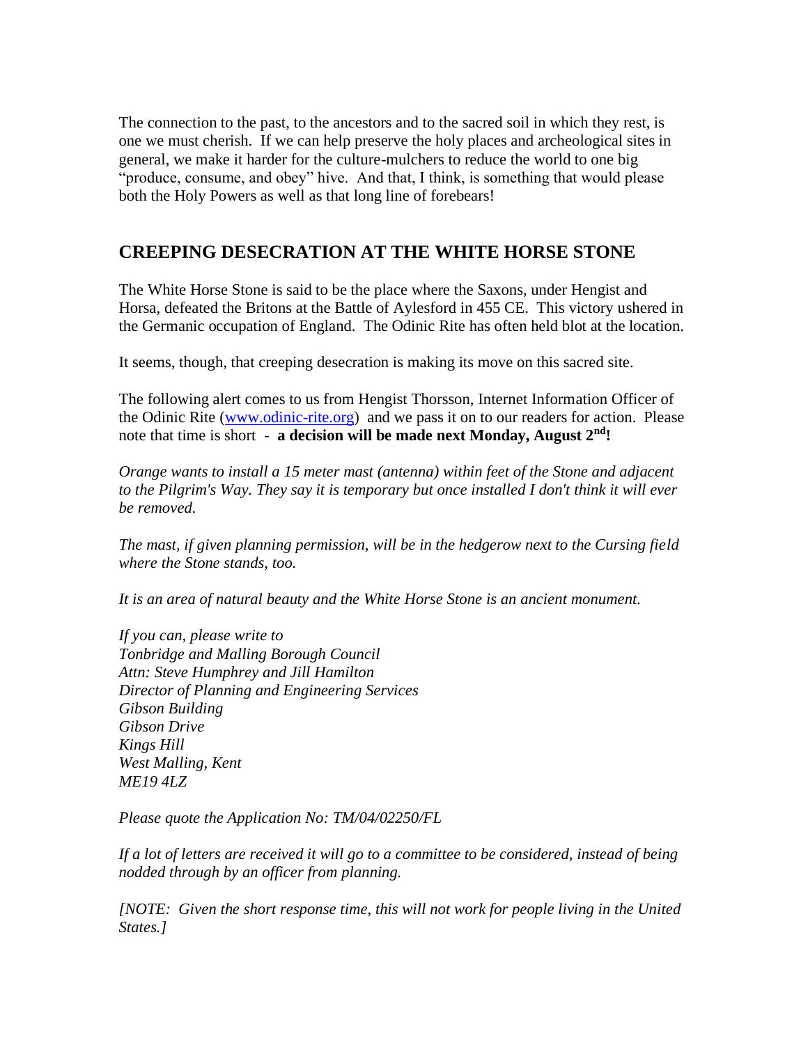The connection to the past, to the ancestors and to the sacred soil in which they rest, is one we must cherish. If we can help preserve the holy places and archeological sites in general, we make it harder for the culture-mulchers to reduce the world to one big "produce, consume, and obey" hive. And that, I think, is something that would please both the Holy Powers as well as that long line of forebears!

## CREEPING DESECRATION AT THE WHITE HORSE STONE

The White Horse Stone is said to be the place where the Saxons, under Hengist and Horsa, defeated the Britons at the Battle of Aylesford in 455 CE. This victory ushered in the Germanic occupation of England. The Odinic Rite has often held blot at the location.

It seems, though, that creeping desecration is making its move on this sacred site.

The following alert comes to us from Hengist Thorsson, Internet Information Officer of the Odinic Rite (www.odinic-rite.org) and we pass it on to our readers for action. Please note that time is short - **a decision will be made next Monday, August 2nd!**

*Orange wants to install a 15 meter mast (antenna) within feet of the Stone and adjacent to the Pilgrim's Way. They say it is temporary but once installed I don't think it will ever be removed.*

*The mast, if given planning permission, will be in the hedgerow next to the Cursing field where the Stone stands, too.*

*It is an area of natural beauty and the White Horse Stone is an ancient monument.*

*If you can, please write to*
*Tonbridge and Malling Borough Council*
*Attn: Steve Humphrey and Jill Hamilton*
*Director of Planning and Engineering Services*
*Gibson Building*
*Gibson Drive*
*Kings Hill*
*West Malling, Kent*
*ME19 4LZ*

*Please quote the Application No: TM/04/02250/FL*

*If a lot of letters are received it will go to a committee to be considered, instead of being nodded through by an officer from planning.*

*[NOTE: Given the short response time, this will not work for people living in the United States.]*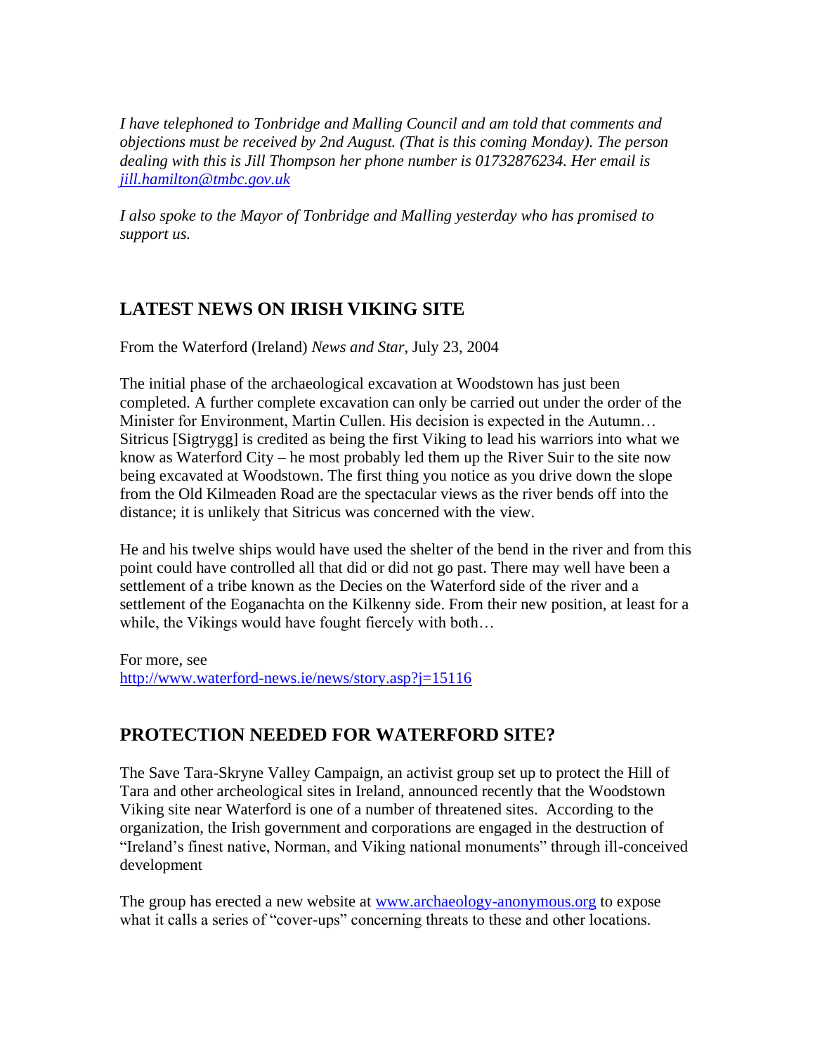*I have telephoned to Tonbridge and Malling Council and am told that comments and objections must be received by 2nd August. (That is this coming Monday). The person dealing with this is Jill Thompson her phone number is 01732876234. Her email is [jill.hamilton@tmbc.gov.uk](mailto:jill.hamilton@tmbc.gov.uk)*

*I also spoke to the Mayor of Tonbridge and Malling yesterday who has promised to support us.*

## LATEST NEWS ON IRISH VIKING SITE

From the Waterford (Ireland) *News and Star*, July 23, 2004

The initial phase of the archaeological excavation at Woodstown has just been completed. A further complete excavation can only be carried out under the order of the Minister for Environment, Martin Cullen. His decision is expected in the Autumn… Sitricus [Sigtrygg] is credited as being the first Viking to lead his warriors into what we know as Waterford City – he most probably led them up the River Suir to the site now being excavated at Woodstown. The first thing you notice as you drive down the slope from the Old Kilmeaden Road are the spectacular views as the river bends off into the distance; it is unlikely that Sitricus was concerned with the view.

He and his twelve ships would have used the shelter of the bend in the river and from this point could have controlled all that did or did not go past. There may well have been a settlement of a tribe known as the Decies on the Waterford side of the river and a settlement of the Eoganachta on the Kilkenny side. From their new position, at least for a while, the Vikings would have fought fiercely with both…

For more, see
[http://www.waterford-news.ie/news/story.asp?j=15116](http://www.waterford-news.ie/news/story.asp?j=15116)

## PROTECTION NEEDED FOR WATERFORD SITE?

The Save Tara-Skryne Valley Campaign, an activist group set up to protect the Hill of Tara and other archeological sites in Ireland, announced recently that the Woodstown Viking site near Waterford is one of a number of threatened sites. According to the organization, the Irish government and corporations are engaged in the destruction of "Ireland's finest native, Norman, and Viking national monuments" through ill-conceived development

The group has erected a new website at [www.archaeology-anonymous.org](http://www.archaeology-anonymous.org) to expose what it calls a series of "cover-ups" concerning threats to these and other locations.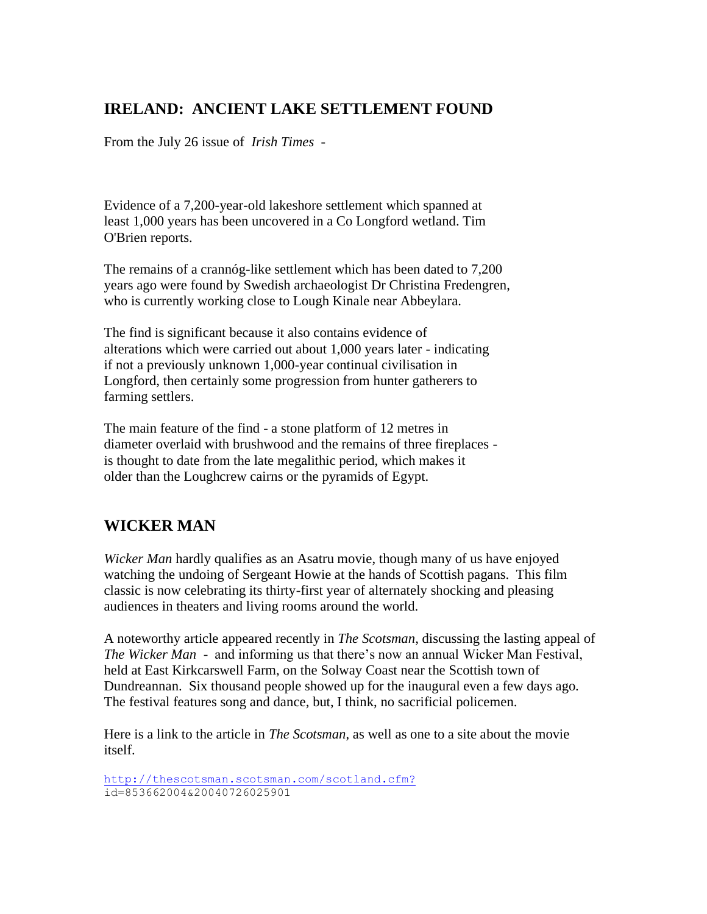## IRELAND: ANCIENT LAKE SETTLEMENT FOUND

From the July 26 issue of *Irish Times* -

Evidence of a 7,200-year-old lakeshore settlement which spanned at least 1,000 years has been uncovered in a Co Longford wetland. Tim O'Brien reports.

The remains of a crannóg-like settlement which has been dated to 7,200 years ago were found by Swedish archaeologist Dr Christina Fredengren, who is currently working close to Lough Kinale near Abbeylara.

The find is significant because it also contains evidence of alterations which were carried out about 1,000 years later - indicating if not a previously unknown 1,000-year continual civilisation in Longford, then certainly some progression from hunter gatherers to farming settlers.

The main feature of the find - a stone platform of 12 metres in diameter overlaid with brushwood and the remains of three fireplaces - is thought to date from the late megalithic period, which makes it older than the Loughcrew cairns or the pyramids of Egypt.

## WICKER MAN

*Wicker Man* hardly qualifies as an Asatru movie, though many of us have enjoyed watching the undoing of Sergeant Howie at the hands of Scottish pagans. This film classic is now celebrating its thirty-first year of alternately shocking and pleasing audiences in theaters and living rooms around the world.

A noteworthy article appeared recently in *The Scotsman*, discussing the lasting appeal of *The Wicker Man* - and informing us that there's now an annual Wicker Man Festival, held at East Kirkcarswell Farm, on the Solway Coast near the Scottish town of Dundreannan. Six thousand people showed up for the inaugural even a few days ago. The festival features song and dance, but, I think, no sacrificial policemen.

Here is a link to the article in *The Scotsman*, as well as one to a site about the movie itself.

http://thescotsman.scotsman.com/scotland.cfm?id=853662004&20040726025901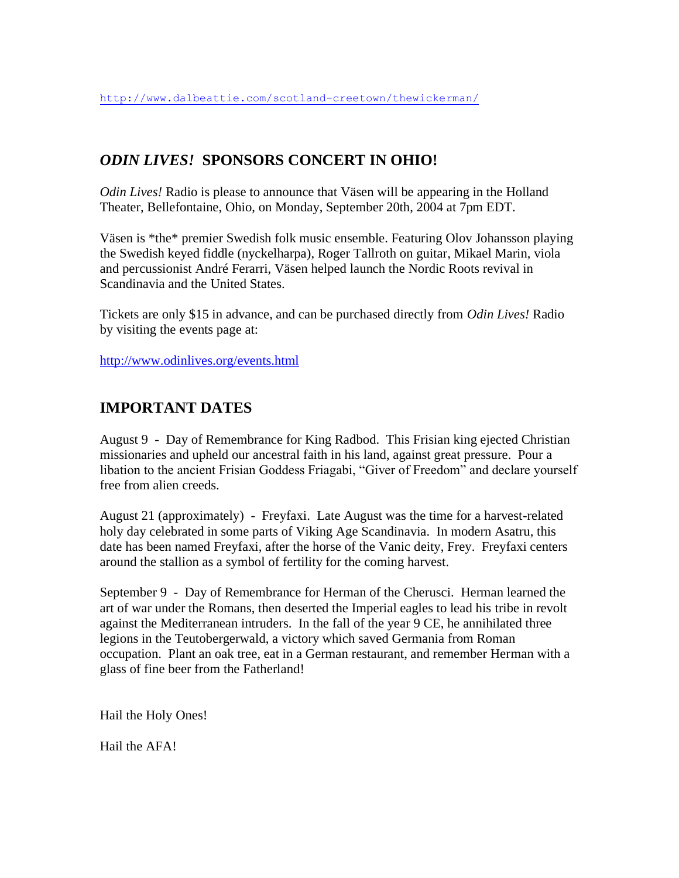http://www.dalbeattie.com/scotland-creetown/thewickerman/

## *ODIN LIVES!* SPONSORS CONCERT IN OHIO!

*Odin Lives!* Radio is please to announce that Väsen will be appearing in the Holland Theater, Bellefontaine, Ohio, on Monday, September 20th, 2004 at 7pm EDT.

Väsen is *the* premier Swedish folk music ensemble. Featuring Olov Johansson playing the Swedish keyed fiddle (nyckelharpa), Roger Tallroth on guitar, Mikael Marin, viola and percussionist André Ferarri, Väsen helped launch the Nordic Roots revival in Scandinavia and the United States.

Tickets are only $15 in advance, and can be purchased directly from *Odin Lives!* Radio by visiting the events page at:

http://www.odinlives.org/events.html

## IMPORTANT DATES

August 9 - Day of Remembrance for King Radbod. This Frisian king ejected Christian missionaries and upheld our ancestral faith in his land, against great pressure. Pour a libation to the ancient Frisian Goddess Friagabi, "Giver of Freedom" and declare yourself free from alien creeds.

August 21 (approximately) - Freyfaxi. Late August was the time for a harvest-related holy day celebrated in some parts of Viking Age Scandinavia. In modern Asatru, this date has been named Freyfaxi, after the horse of the Vanic deity, Frey. Freyfaxi centers around the stallion as a symbol of fertility for the coming harvest.

September 9 - Day of Remembrance for Herman of the Cherusci. Herman learned the art of war under the Romans, then deserted the Imperial eagles to lead his tribe in revolt against the Mediterranean intruders. In the fall of the year 9 CE, he annihilated three legions in the Teutobergerwald, a victory which saved Germania from Roman occupation. Plant an oak tree, eat in a German restaurant, and remember Herman with a glass of fine beer from the Fatherland!

Hail the Holy Ones!

Hail the AFA!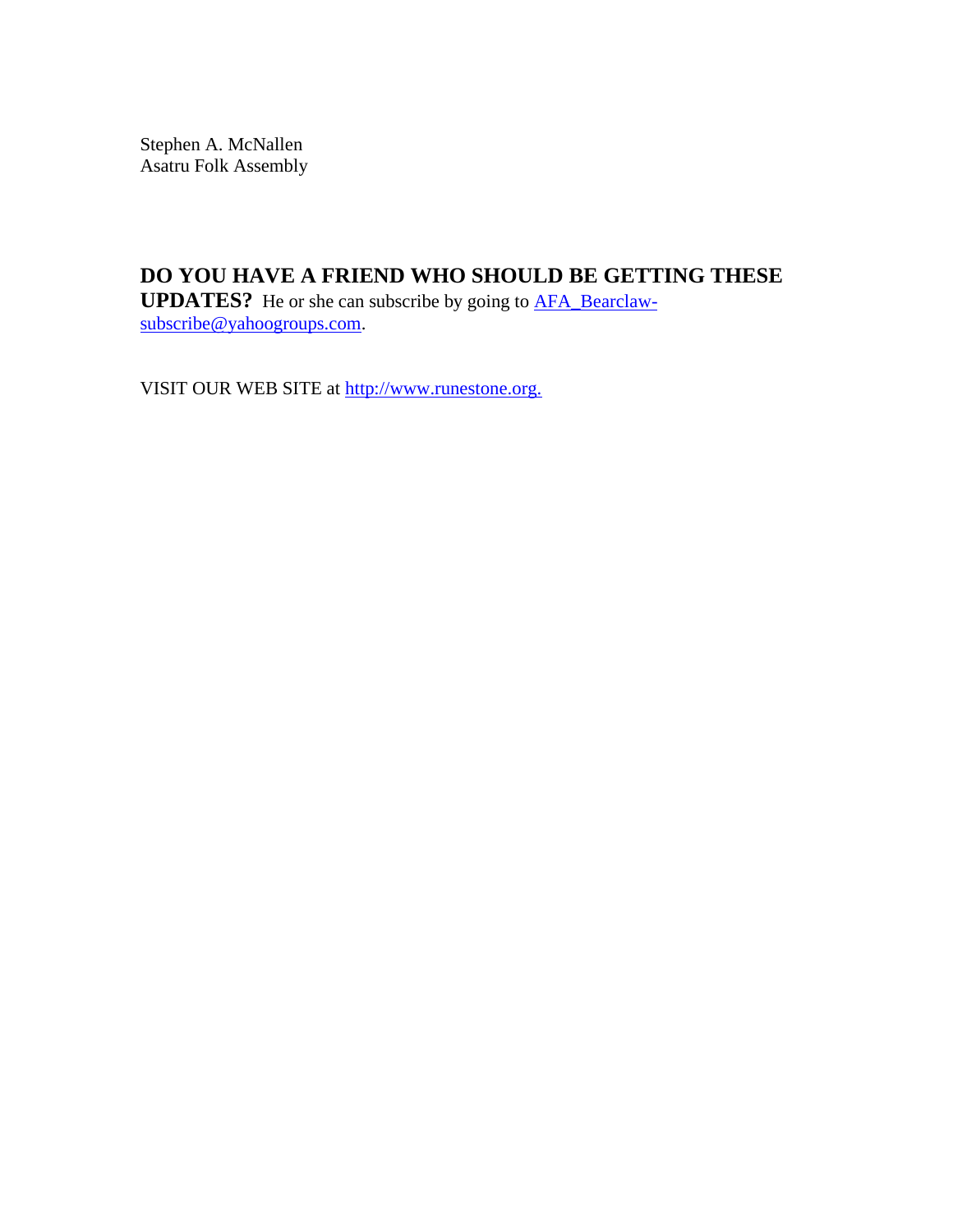Stephen A. McNallen
Asatru Folk Assembly

**DO YOU HAVE A FRIEND WHO SHOULD BE GETTING THESE UPDATES?** He or she can subscribe by going to AFA_Bearclaw-subscribe@yahoogroups.com.

VISIT OUR WEB SITE at http://www.runestone.org.